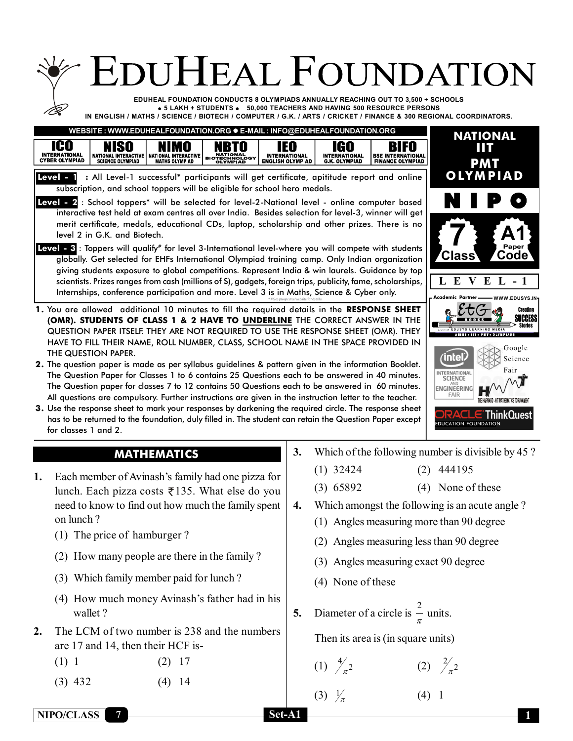# EDUHEAL FOUNDATION

EDUHEAL FOUNDATION CONDUCTS 8 OLYMPIADS ANNUALLY REACHING OUT TO 3,500 + SCHOOLS
• 5 LAKH + STUDENTS • 50,000 TEACHERS AND HAVING 500 RESOURCE PERSONS
IN ENGLISH / MATHS / SCIENCE / BIOTECH / COMPUTER / G.K. / ARTS / CRICKET / FINANCE & 300 REGIONAL COORDINATORS.

WEBSITE : WWW.EDUHEALFOUNDATION.ORG • E-MAIL : INFO@EDUHEALFOUNDATION.ORG

| ICO | NISO | NIMO | NBTO | IEO | IGO | BIFO |
|---|---|---|---|---|---|---|
| INTERNATIONAL CYBER OLYMPIAD | NATIONAL INTERACTIVE SCIENCE OLYMPIAD | NATIONAL INTERACTIVE MATHS OLYMPIAD | NATIONAL BIOTECHNOLOGY OLYMPIAD | INTERNATIONAL ENGLISH OLYMPIAD | INTERNATIONAL G.K. OLYMPIAD | BSE INTERNATIONAL FINANCE OLYMPIAD |

## NATIONAL IIT PMT OLYMPIAD

**NIPO**

**7** Class | **A1** Paper Code

**LEVEL - 1**

**Level - 1** : All Level-1 successful* participants will get certificate, apititude report and online subscription, and school toppers will be eligible for school hero medals.

**Level - 2** : School toppers* will be selected for level-2-National level - online computer based interactive test held at exam centres all over India. Besides selection for level-3, winner will get merit certificate, medals, educational CDs, laptop, scholarship and other prizes. There is no level 2 in G.K. and Biotech.

**Level - 3** : Toppers will qualify# for level 3-International level-where you will compete with students globally. Get selected for EHFs International Olympiad training camp. Only Indian organization giving students exposure to global competitions. Represent India & win laurels. Guidance by top scientists. Prizes ranges from cash (millions of $), gadgets, foreign trips, publicity, fame, scholarships, Internships, conference participation and more. Level 3 is in Maths, Science & Cyber only.

* # See prospectus/website for details

1. You are allowed additional 10 minutes to fill the required details in the **RESPONSE SHEET (OMR). STUDENTS OF CLASS 1 & 2 HAVE TO UNDERLINE** THE CORRECT ANSWER IN THE QUESTION PAPER ITSELF. THEY ARE NOT REQUIRED TO USE THE RESPONSE SHEET (OMR). THEY HAVE TO FILL THEIR NAME, ROLL NUMBER, CLASS, SCHOOL NAME IN THE SPACE PROVIDED IN THE QUESTION PAPER.
2. The question paper is made as per syllabus guidelines & pattern given in the information Booklet. The Question Paper for Classes 1 to 6 contains 25 Questions each to be answered in 40 minutes. The Question paper for classes 7 to 12 contains 50 Questions each to be answered in 60 minutes. All questions are compulsory. Further instructions are given in the instruction letter to the teacher.
3. Use the response sheet to mark your responses by darkening the required circle. The response sheet has to be returned to the foundation, duly filled in. The student can retain the Question Paper except for classes 1 and 2.

## MATHEMATICS

**1.** Each member of Avinash's family had one pizza for lunch. Each pizza costs ₹135. What else do you need to know to find out how much the family spent on lunch ?

(1) The price of hamburger ?

(2) How many people are there in the family ?

(3) Which family member paid for lunch ?

(4) How much money Avinash's father had in his wallet ?

**2.** The LCM of two number is 238 and the numbers are 17 and 14, then their HCF is-

(1) 1 (2) 17

(3) 432 (4) 14

**3.** Which of the following number is divisible by 45 ?

(1) 32424 (2) 444195

(3) 65892 (4) None of these

**4.** Which amongst the following is an acute angle ?

(1) Angles measuring more than 90 degree

(2) Angles measuring less than 90 degree

(3) Angles measuring exact 90 degree

(4) None of these

**5.** Diameter of a circle is $\frac{2}{\pi}$ units.

Then its area is (in square units)

(1) $4/\pi^2$ (2) $2/\pi^2$

(3) $1/\pi$ (4) 1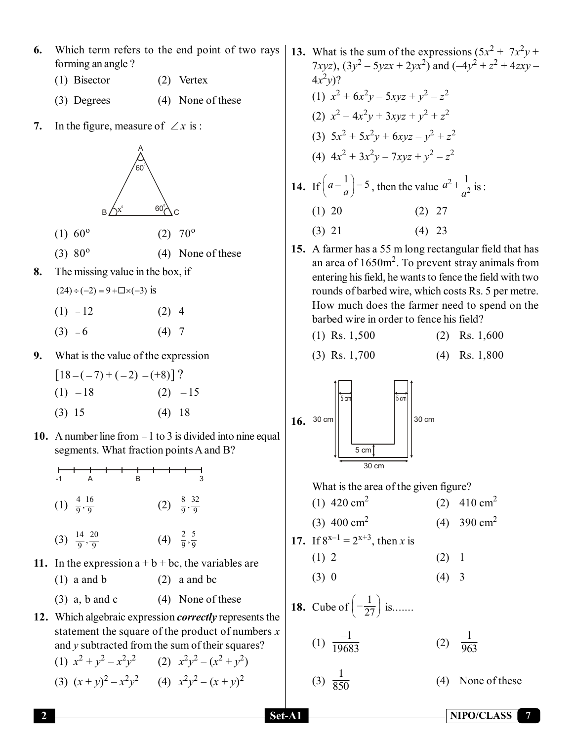6. Which term refers to the end point of two rays forming an angle ?

   (1) Bisector (2) Vertex

   (3) Degrees (4) None of these

7. In the figure, measure of $\angle x$ is :

   A, $60^0$; B, $x^0$; C, $60^0$

   (1) $60^o$ (2) $70^o$

   (3) $80^o$ (4) None of these

8. The missing value in the box, if

   $(24) \div (-2) = 9 + \square \times (-3)$ is

   (1) $-12$ (2) $4$

   (3) $-6$ (4) $7$

9. What is the value of the expression

   $[18-(-7)+(-2)-(+8)]$ ?

   (1) $-18$ (2) $-15$

   (3) $15$ (4) $18$

10. A number line from $-1$ to $3$ is divided into nine equal segments. What fraction points A and B?

    -1, A, B, 3

    (1) $\frac{4}{9}, \frac{16}{9}$ (2) $\frac{8}{9}, \frac{32}{9}$

    (3) $\frac{14}{9}, \frac{20}{9}$ (4) $\frac{2}{9}, \frac{5}{9}$

11. In the expression a + b + bc, the variables are

    (1) a and b (2) a and bc

    (3) a, b and c (4) None of these

12. Which algebraic expression ***correctly*** represents the statement the square of the product of numbers $x$ and $y$ subtracted from the sum of their squares?

    (1) $x^2 + y^2 - x^2y^2$ (2) $x^2y^2 - (x^2 + y^2)$

    (3) $(x + y)^2 - x^2y^2$ (4) $x^2y^2 - (x + y)^2$

13. What is the sum of the expressions $(5x^2 + 7x^2y + 7xyz)$, $(3y^2 - 5yzx + 2yx^2)$ and $(-4y^2 + z^2 + 4zxy - 4x^2y)$?

    (1) $x^2 + 6x^2y - 5xyz + y^2 - z^2$

    (2) $x^2 - 4x^2y + 3xyz + y^2 + z^2$

    (3) $5x^2 + 5x^2y + 6xyz - y^2 + z^2$

    (4) $4x^2 + 3x^2y - 7xyz + y^2 - z^2$

14. If $\left(a - \frac{1}{a}\right) = 5$, then the value $a^2 + \frac{1}{a^2}$ is :

    (1) 20 (2) 27

    (3) 21 (4) 23

15. A farmer has a 55 m long rectangular field that has an area of $1650\text{m}^2$. To prevent stray animals from entering his field, he wants to fence the field with two rounds of barbed wire, which costs Rs. 5 per metre. How much does the farmer need to spend on the barbed wire in order to fence his field?

    (1) Rs. 1,500 (2) Rs. 1,600

    (3) Rs. 1,700 (4) Rs. 1,800

16. 5 cm, 5 cm, 30 cm, 30 cm, 5 cm, 30 cm

    What is the area of the given figure?

    (1) $420 \text{ cm}^2$ (2) $410 \text{ cm}^2$

    (3) $400 \text{ cm}^2$ (4) $390 \text{ cm}^2$

17. If $8^{x-1} = 2^{x+3}$, then $x$ is

    (1) 2 (2) 1

    (3) 0 (4) 3

18. Cube of $\left(-\frac{1}{27}\right)$ is.......

    (1) $\frac{-1}{19683}$ (2) $\frac{1}{963}$

    (3) $\frac{1}{850}$ (4) None of these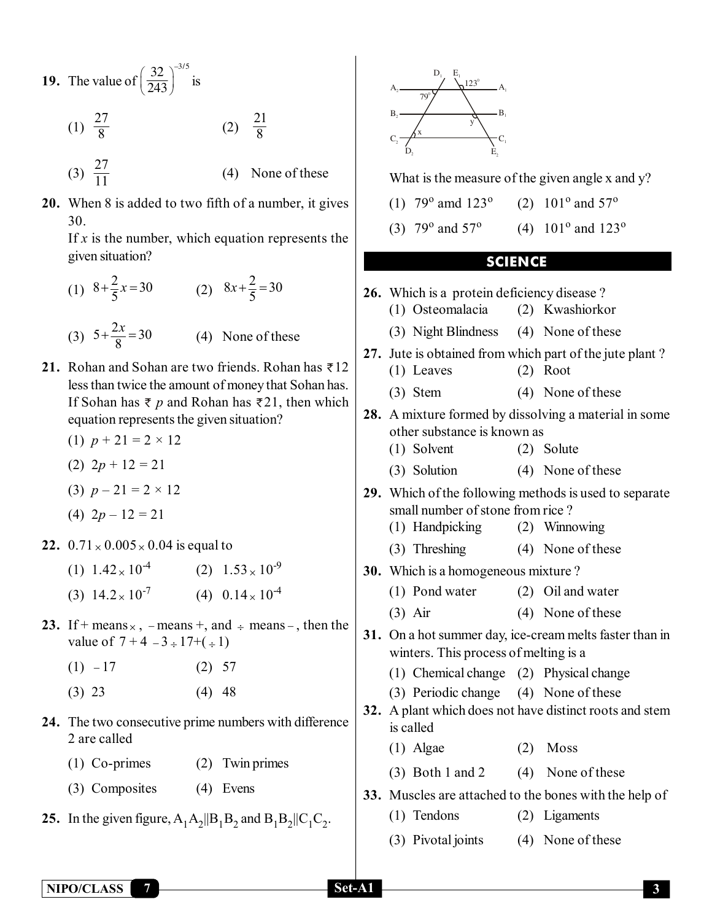**19.** The value of $\left(\frac{32}{243}\right)^{-3/5}$ is

(1) $\frac{27}{8}$ (2) $\frac{21}{8}$

(3) $\frac{27}{11}$ (4) None of these

**20.** When 8 is added to two fifth of a number, it gives 30.
If $x$ is the number, which equation represents the given situation?

(1) $8+\frac{2}{5}x=30$ (2) $8x+\frac{2}{5}=30$

(3) $5+\frac{2x}{8}=30$ (4) None of these

**21.** Rohan and Sohan are two friends. Rohan has ₹12 less than twice the amount of money that Sohan has. If Sohan has ₹ $p$ and Rohan has ₹21, then which equation represents the given situation?

(1) $p + 21 = 2 \times 12$

(2) $2p + 12 = 21$

(3) $p - 21 = 2 \times 12$

(4) $2p - 12 = 21$

**22.** $0.71 \times 0.005 \times 0.04$ is equal to

(1) $1.42 \times 10^{-4}$ (2) $1.53 \times 10^{-9}$

(3) $14.2 \times 10^{-7}$ (4) $0.14 \times 10^{-4}$

**23.** If + means $\times$, − means +, and $\div$ means −, then the value of $7 + 4 - 3 \div 17 + (\div 1)$

(1) −17 (2) 57

(3) 23 (4) 48

**24.** The two consecutive prime numbers with difference 2 are called

(1) Co-primes (2) Twin primes

(3) Composites (4) Evens

**25.** In the given figure, $A_1A_2 \| B_1B_2$ and $B_1B_2 \| C_1C_2$.

What is the measure of the given angle x and y?

(1) 79° amd 123° (2) 101° and 57°

(3) 79° and 57° (4) 101° and 123°

## SCIENCE

**26.** Which is a protein deficiency disease ?

(1) Osteomalacia (2) Kwashiorkor

(3) Night Blindness (4) None of these

**27.** Jute is obtained from which part of the jute plant ?

(1) Leaves (2) Root

(3) Stem (4) None of these

**28.** A mixture formed by dissolving a material in some other substance is known as

(1) Solvent (2) Solute

(3) Solution (4) None of these

**29.** Which of the following methods is used to separate small number of stone from rice ?

(1) Handpicking (2) Winnowing

(3) Threshing (4) None of these

**30.** Which is a homogeneous mixture ?

(1) Pond water (2) Oil and water

(3) Air (4) None of these

**31.** On a hot summer day, ice-cream melts faster than in winters. This process of melting is a

(1) Chemical change (2) Physical change

(3) Periodic change (4) None of these

**32.** A plant which does not have distinct roots and stem is called

(1) Algae (2) Moss

(3) Both 1 and 2 (4) None of these

**33.** Muscles are attached to the bones with the help of

(1) Tendons (2) Ligaments

(3) Pivotal joints (4) None of these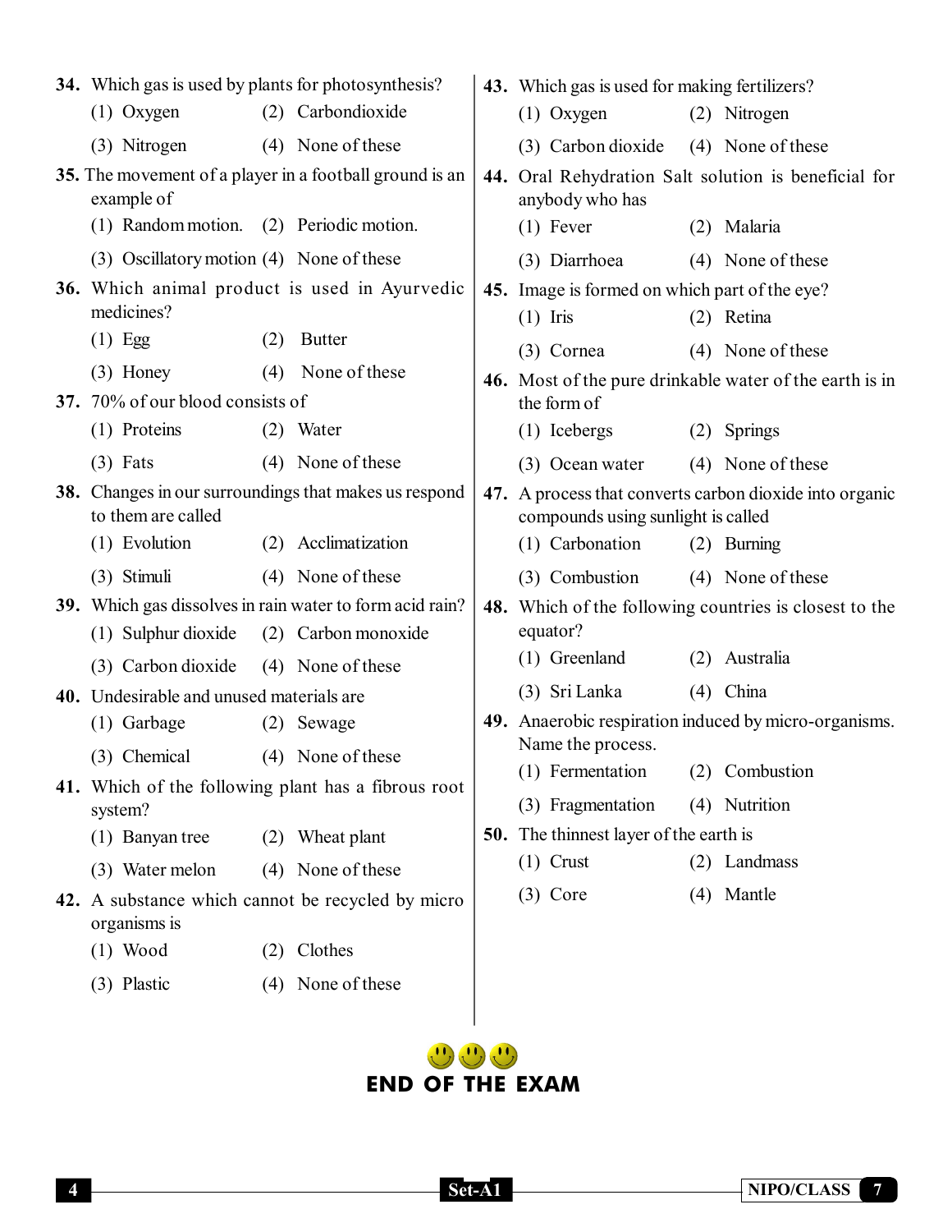**34.** Which gas is used by plants for photosynthesis?

(1) Oxygen (2) Carbondioxide

(3) Nitrogen (4) None of these

**35.** The movement of a player in a football ground is an example of

(1) Random motion. (2) Periodic motion.

(3) Oscillatory motion (4) None of these

**36.** Which animal product is used in Ayurvedic medicines?

(1) Egg (2) Butter

(3) Honey (4) None of these

**37.** 70% of our blood consists of

(1) Proteins (2) Water

(3) Fats (4) None of these

**38.** Changes in our surroundings that makes us respond to them are called

(1) Evolution (2) Acclimatization

(3) Stimuli (4) None of these

**39.** Which gas dissolves in rain water to form acid rain?

(1) Sulphur dioxide (2) Carbon monoxide

(3) Carbon dioxide (4) None of these

**40.** Undesirable and unused materials are

(1) Garbage (2) Sewage

(3) Chemical (4) None of these

**41.** Which of the following plant has a fibrous root system?

(1) Banyan tree (2) Wheat plant

(3) Water melon (4) None of these

**42.** A substance which cannot be recycled by micro organisms is

(1) Wood (2) Clothes

(3) Plastic (4) None of these

**43.** Which gas is used for making fertilizers?

(1) Oxygen (2) Nitrogen

(3) Carbon dioxide (4) None of these

**44.** Oral Rehydration Salt solution is beneficial for anybody who has

(1) Fever (2) Malaria

(3) Diarrhoea (4) None of these

**45.** Image is formed on which part of the eye?

(1) Iris (2) Retina

(3) Cornea (4) None of these

**46.** Most of the pure drinkable water of the earth is in the form of

(1) Icebergs (2) Springs

(3) Ocean water (4) None of these

**47.** A process that converts carbon dioxide into organic compounds using sunlight is called

(1) Carbonation (2) Burning

(3) Combustion (4) None of these

**48.** Which of the following countries is closest to the equator?

(1) Greenland (2) Australia

(3) Sri Lanka (4) China

**49.** Anaerobic respiration induced by micro-organisms. Name the process.

(1) Fermentation (2) Combustion

(3) Fragmentation (4) Nutrition

**50.** The thinnest layer of the earth is

(1) Crust (2) Landmass

(3) Core (4) Mantle

**END OF THE EXAM**